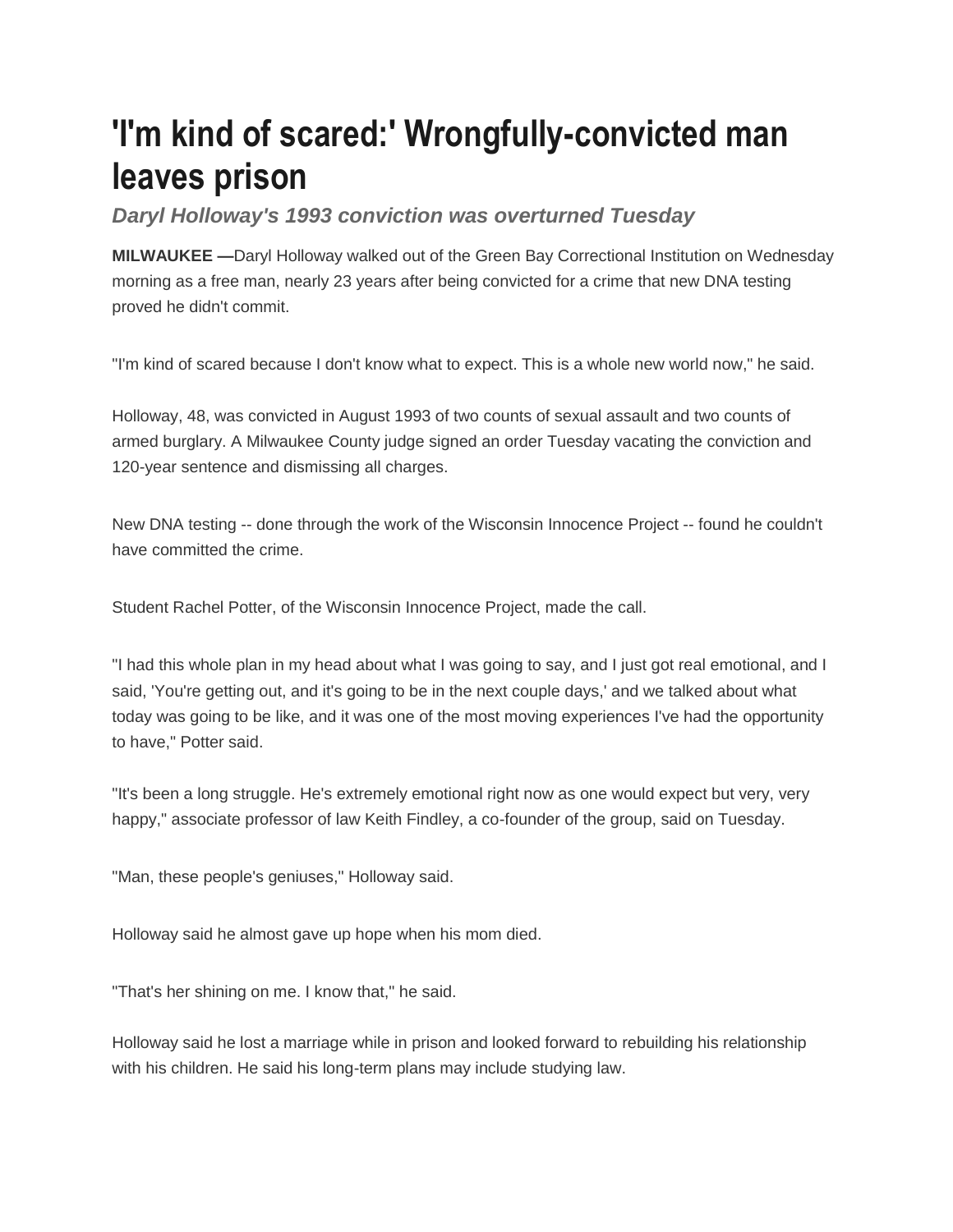# 'I'm kind of scared:' Wrongfully-convicted man leaves prison

***Daryl Holloway's 1993 conviction was overturned Tuesday***

**MILWAUKEE —**Daryl Holloway walked out of the Green Bay Correctional Institution on Wednesday morning as a free man, nearly 23 years after being convicted for a crime that new DNA testing proved he didn't commit.

"I'm kind of scared because I don't know what to expect. This is a whole new world now," he said.

Holloway, 48, was convicted in August 1993 of two counts of sexual assault and two counts of armed burglary. A Milwaukee County judge signed an order Tuesday vacating the conviction and 120-year sentence and dismissing all charges.

New DNA testing -- done through the work of the Wisconsin Innocence Project -- found he couldn't have committed the crime.

Student Rachel Potter, of the Wisconsin Innocence Project, made the call.

"I had this whole plan in my head about what I was going to say, and I just got real emotional, and I said, 'You're getting out, and it's going to be in the next couple days,' and we talked about what today was going to be like, and it was one of the most moving experiences I've had the opportunity to have," Potter said.

"It's been a long struggle. He's extremely emotional right now as one would expect but very, very happy," associate professor of law Keith Findley, a co-founder of the group, said on Tuesday.

"Man, these people's geniuses," Holloway said.

Holloway said he almost gave up hope when his mom died.

"That's her shining on me. I know that," he said.

Holloway said he lost a marriage while in prison and looked forward to rebuilding his relationship with his children. He said his long-term plans may include studying law.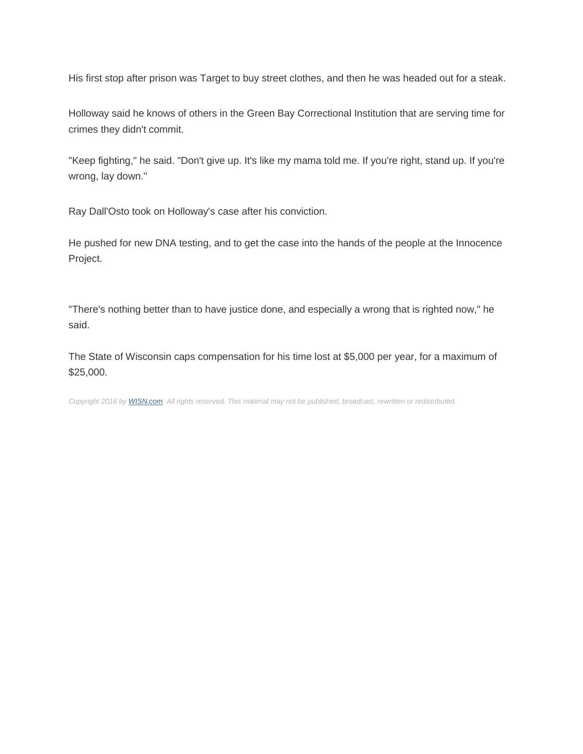His first stop after prison was Target to buy street clothes, and then he was headed out for a steak.

Holloway said he knows of others in the Green Bay Correctional Institution that are serving time for crimes they didn't commit.

"Keep fighting," he said. "Don't give up. It's like my mama told me. If you're right, stand up. If you're wrong, lay down."

Ray Dall'Osto took on Holloway's case after his conviction.

He pushed for new DNA testing, and to get the case into the hands of the people at the Innocence Project.

"There's nothing better than to have justice done, and especially a wrong that is righted now," he said.

The State of Wisconsin caps compensation for his time lost at $5,000 per year, for a maximum of $25,000.

*Copyright 2016 by [WISN.com](WISN.com). All rights reserved. This material may not be published, broadcast, rewritten or redistributed.*